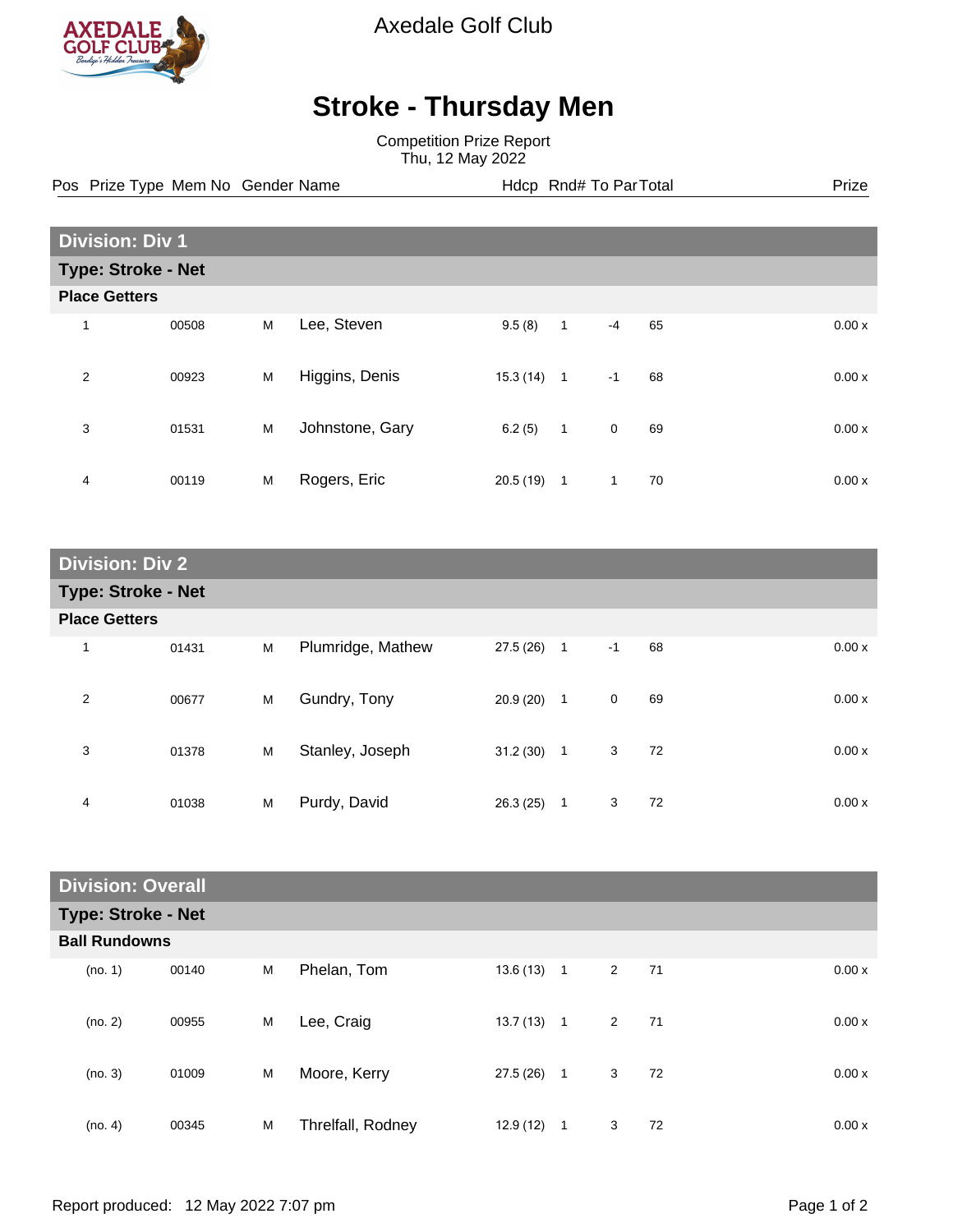Axedale Golf Club

# Stroke - Thursday Men

Competition Prize Report
Thu, 12 May 2022

## Division: Div 1

### Type: Stroke - Net

#### Place Getters

| Pos | Prize Type | Mem No | Gender | Name | Hdcp | Rnd# | To Par | Total | Prize |
|---|---|---|---|---|---|---|---|---|---|
| 1 | | 00508 | M | Lee, Steven | 9.5 (8) | 1 | -4 | 65 | 0.00 x |
| 2 | | 00923 | M | Higgins, Denis | 15.3 (14) | 1 | -1 | 68 | 0.00 x |
| 3 | | 01531 | M | Johnstone, Gary | 6.2 (5) | 1 | 0 | 69 | 0.00 x |
| 4 | | 00119 | M | Rogers, Eric | 20.5 (19) | 1 | 1 | 70 | 0.00 x |

## Division: Div 2

### Type: Stroke - Net

#### Place Getters

| Pos | Prize Type | Mem No | Gender | Name | Hdcp | Rnd# | To Par | Total | Prize |
|---|---|---|---|---|---|---|---|---|---|
| 1 | | 01431 | M | Plumridge, Mathew | 27.5 (26) | 1 | -1 | 68 | 0.00 x |
| 2 | | 00677 | M | Gundry, Tony | 20.9 (20) | 1 | 0 | 69 | 0.00 x |
| 3 | | 01378 | M | Stanley, Joseph | 31.2 (30) | 1 | 3 | 72 | 0.00 x |
| 4 | | 01038 | M | Purdy, David | 26.3 (25) | 1 | 3 | 72 | 0.00 x |

## Division: Overall

### Type: Stroke - Net

#### Ball Rundowns

| Pos | Prize Type | Mem No | Gender | Name | Hdcp | Rnd# | To Par | Total | Prize |
|---|---|---|---|---|---|---|---|---|---|
| (no. 1) | | 00140 | M | Phelan, Tom | 13.6 (13) | 1 | 2 | 71 | 0.00 x |
| (no. 2) | | 00955 | M | Lee, Craig | 13.7 (13) | 1 | 2 | 71 | 0.00 x |
| (no. 3) | | 01009 | M | Moore, Kerry | 27.5 (26) | 1 | 3 | 72 | 0.00 x |
| (no. 4) | | 00345 | M | Threlfall, Rodney | 12.9 (12) | 1 | 3 | 72 | 0.00 x |

Report produced: 12 May 2022 7:07 pm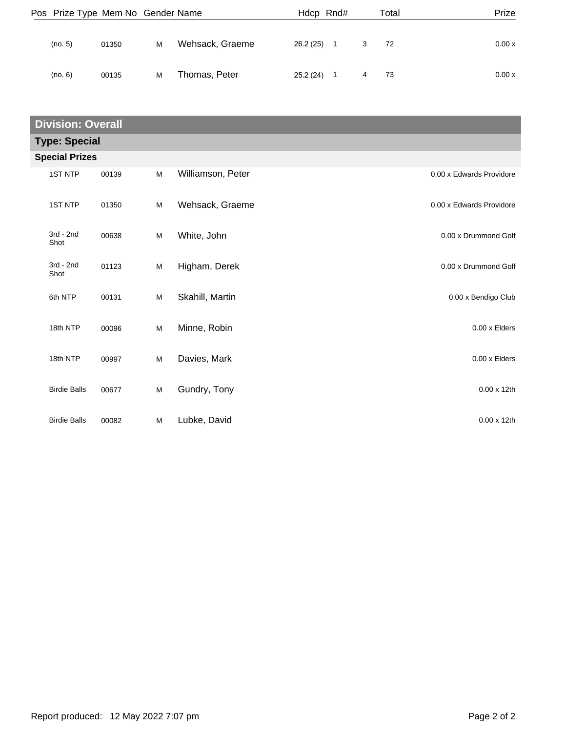| Pos | Prize Type | Mem No | Gender | Name | Hdcp | Rnd# | | Total | Prize |
|---|---|---|---|---|---|---|---|---|---|
| | (no. 5) | 01350 | M | Wehsack, Graeme | 26.2 (25) | 1 | 3 | 72 | 0.00 x |
| | (no. 6) | 00135 | M | Thomas, Peter | 25.2 (24) | 1 | 4 | 73 | 0.00 x |

## Division: Overall

### Type: Special

#### Special Prizes

| Prize Type | Mem No | Gender | Name | Prize |
|---|---|---|---|---|
| 1ST NTP | 00139 | M | Williamson, Peter | 0.00 x Edwards Providore |
| 1ST NTP | 01350 | M | Wehsack, Graeme | 0.00 x Edwards Providore |
| 3rd - 2nd Shot | 00638 | M | White, John | 0.00 x Drummond Golf |
| 3rd - 2nd Shot | 01123 | M | Higham, Derek | 0.00 x Drummond Golf |
| 6th NTP | 00131 | M | Skahill, Martin | 0.00 x Bendigo Club |
| 18th NTP | 00096 | M | Minne, Robin | 0.00 x Elders |
| 18th NTP | 00997 | M | Davies, Mark | 0.00 x Elders |
| Birdie Balls | 00677 | M | Gundry, Tony | 0.00 x 12th |
| Birdie Balls | 00082 | M | Lubke, David | 0.00 x 12th |

Report produced: 12 May 2022 7:07 pm